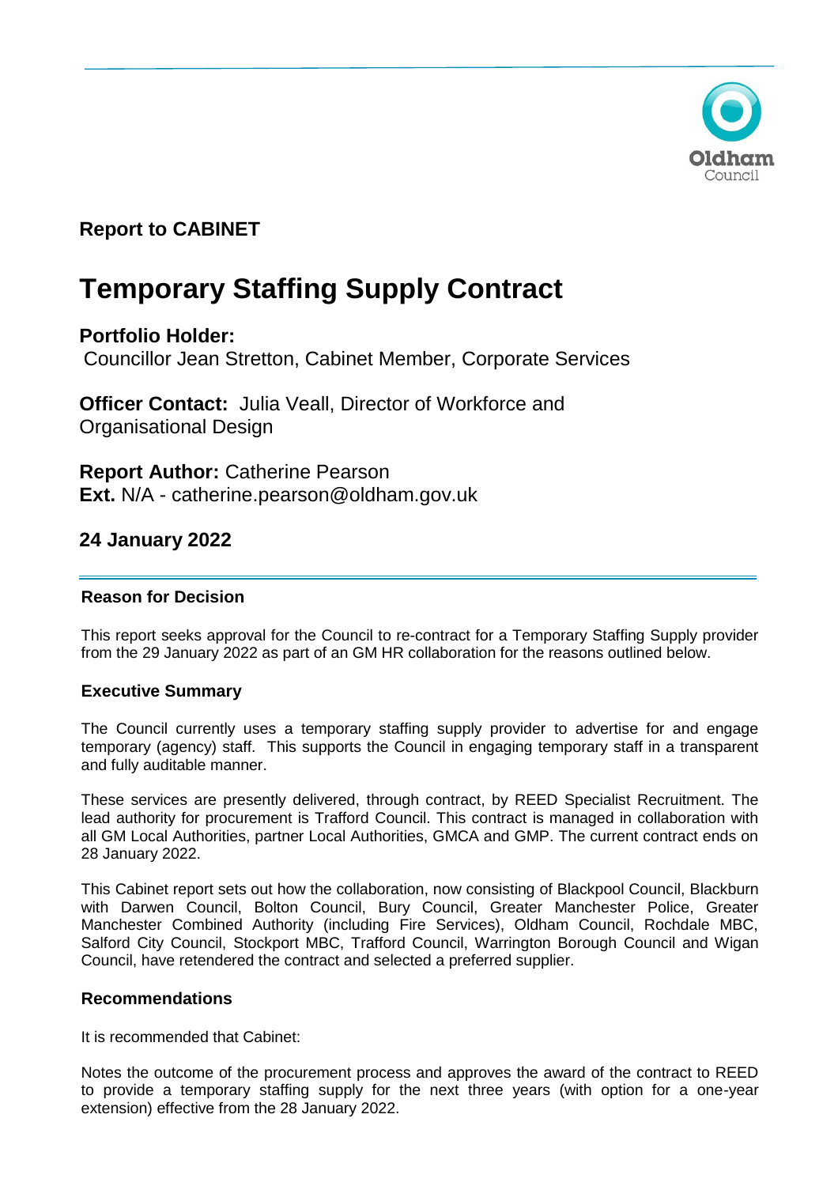**Report to CABINET**

# Temporary Staffing Supply Contract

**Portfolio Holder:**
Councillor Jean Stretton, Cabinet Member, Corporate Services

**Officer Contact:** Julia Veall, Director of Workforce and Organisational Design

**Report Author:** Catherine Pearson
**Ext.** N/A - catherine.pearson@oldham.gov.uk

**24 January 2022**

---

### Reason for Decision

This report seeks approval for the Council to re-contract for a Temporary Staffing Supply provider from the 29 January 2022 as part of an GM HR collaboration for the reasons outlined below.

### Executive Summary

The Council currently uses a temporary staffing supply provider to advertise for and engage temporary (agency) staff. This supports the Council in engaging temporary staff in a transparent and fully auditable manner.

These services are presently delivered, through contract, by REED Specialist Recruitment. The lead authority for procurement is Trafford Council. This contract is managed in collaboration with all GM Local Authorities, partner Local Authorities, GMCA and GMP. The current contract ends on 28 January 2022.

This Cabinet report sets out how the collaboration, now consisting of Blackpool Council, Blackburn with Darwen Council, Bolton Council, Bury Council, Greater Manchester Police, Greater Manchester Combined Authority (including Fire Services), Oldham Council, Rochdale MBC, Salford City Council, Stockport MBC, Trafford Council, Warrington Borough Council and Wigan Council, have retendered the contract and selected a preferred supplier.

### Recommendations

It is recommended that Cabinet:

Notes the outcome of the procurement process and approves the award of the contract to REED to provide a temporary staffing supply for the next three years (with option for a one-year extension) effective from the 28 January 2022.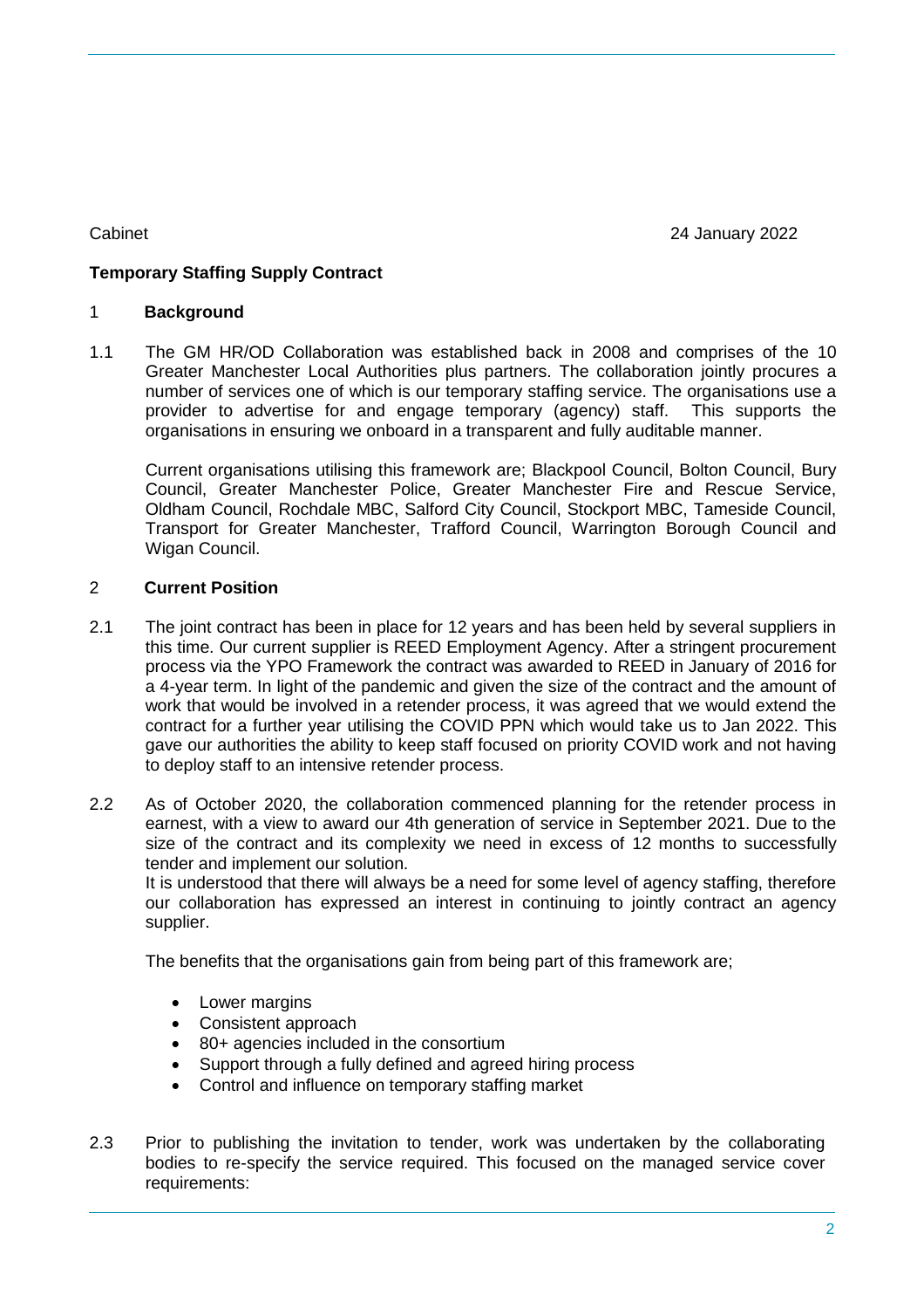Cabinet 24 January 2022

**Temporary Staffing Supply Contract**

## 1 Background

1.1 The GM HR/OD Collaboration was established back in 2008 and comprises of the 10 Greater Manchester Local Authorities plus partners. The collaboration jointly procures a number of services one of which is our temporary staffing service. The organisations use a provider to advertise for and engage temporary (agency) staff. This supports the organisations in ensuring we onboard in a transparent and fully auditable manner.

Current organisations utilising this framework are; Blackpool Council, Bolton Council, Bury Council, Greater Manchester Police, Greater Manchester Fire and Rescue Service, Oldham Council, Rochdale MBC, Salford City Council, Stockport MBC, Tameside Council, Transport for Greater Manchester, Trafford Council, Warrington Borough Council and Wigan Council.

## 2 Current Position

2.1 The joint contract has been in place for 12 years and has been held by several suppliers in this time. Our current supplier is REED Employment Agency. After a stringent procurement process via the YPO Framework the contract was awarded to REED in January of 2016 for a 4-year term. In light of the pandemic and given the size of the contract and the amount of work that would be involved in a retender process, it was agreed that we would extend the contract for a further year utilising the COVID PPN which would take us to Jan 2022. This gave our authorities the ability to keep staff focused on priority COVID work and not having to deploy staff to an intensive retender process.

2.2 As of October 2020, the collaboration commenced planning for the retender process in earnest, with a view to award our 4th generation of service in September 2021. Due to the size of the contract and its complexity we need in excess of 12 months to successfully tender and implement our solution.
It is understood that there will always be a need for some level of agency staffing, therefore our collaboration has expressed an interest in continuing to jointly contract an agency supplier.

The benefits that the organisations gain from being part of this framework are;

- Lower margins
- Consistent approach
- 80+ agencies included in the consortium
- Support through a fully defined and agreed hiring process
- Control and influence on temporary staffing market

2.3 Prior to publishing the invitation to tender, work was undertaken by the collaborating bodies to re-specify the service required. This focused on the managed service cover requirements: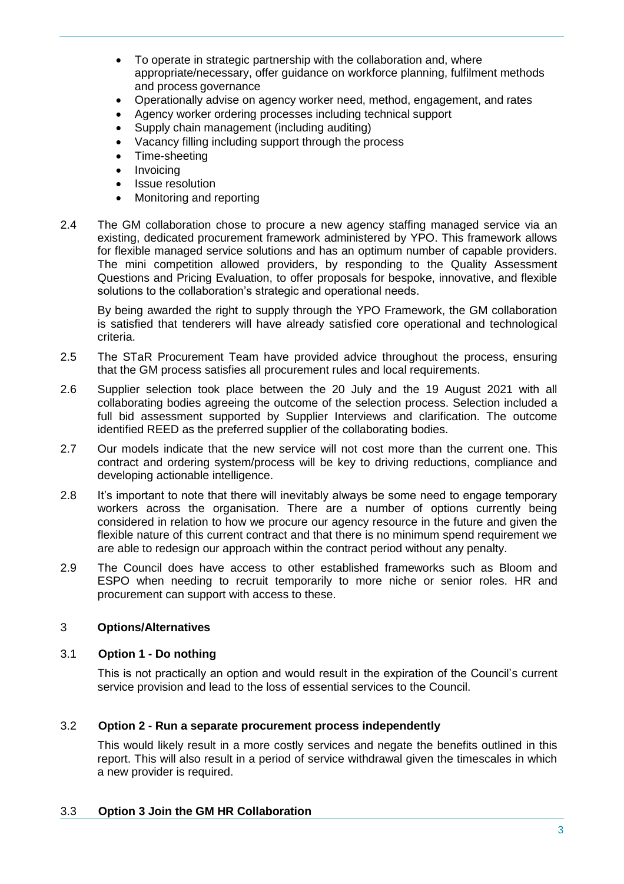- To operate in strategic partnership with the collaboration and, where appropriate/necessary, offer guidance on workforce planning, fulfilment methods and process governance
- Operationally advise on agency worker need, method, engagement, and rates
- Agency worker ordering processes including technical support
- Supply chain management (including auditing)
- Vacancy filling including support through the process
- Time-sheeting
- Invoicing
- Issue resolution
- Monitoring and reporting

2.4 The GM collaboration chose to procure a new agency staffing managed service via an existing, dedicated procurement framework administered by YPO. This framework allows for flexible managed service solutions and has an optimum number of capable providers. The mini competition allowed providers, by responding to the Quality Assessment Questions and Pricing Evaluation, to offer proposals for bespoke, innovative, and flexible solutions to the collaboration's strategic and operational needs.

By being awarded the right to supply through the YPO Framework, the GM collaboration is satisfied that tenderers will have already satisfied core operational and technological criteria.

2.5 The STaR Procurement Team have provided advice throughout the process, ensuring that the GM process satisfies all procurement rules and local requirements.

2.6 Supplier selection took place between the 20 July and the 19 August 2021 with all collaborating bodies agreeing the outcome of the selection process. Selection included a full bid assessment supported by Supplier Interviews and clarification. The outcome identified REED as the preferred supplier of the collaborating bodies.

2.7 Our models indicate that the new service will not cost more than the current one. This contract and ordering system/process will be key to driving reductions, compliance and developing actionable intelligence.

2.8 It's important to note that there will inevitably always be some need to engage temporary workers across the organisation. There are a number of options currently being considered in relation to how we procure our agency resource in the future and given the flexible nature of this current contract and that there is no minimum spend requirement we are able to redesign our approach within the contract period without any penalty.

2.9 The Council does have access to other established frameworks such as Bloom and ESPO when needing to recruit temporarily to more niche or senior roles. HR and procurement can support with access to these.

## 3 Options/Alternatives

### 3.1 Option 1 - Do nothing

This is not practically an option and would result in the expiration of the Council's current service provision and lead to the loss of essential services to the Council.

### 3.2 Option 2 - Run a separate procurement process independently

This would likely result in a more costly services and negate the benefits outlined in this report. This will also result in a period of service withdrawal given the timescales in which a new provider is required.

### 3.3 Option 3 Join the GM HR Collaboration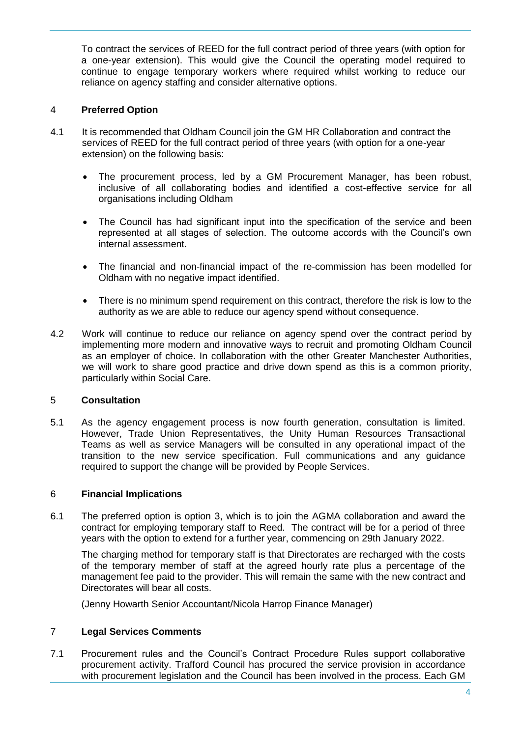To contract the services of REED for the full contract period of three years (with option for a one-year extension). This would give the Council the operating model required to continue to engage temporary workers where required whilst working to reduce our reliance on agency staffing and consider alternative options.

## 4 Preferred Option

4.1 It is recommended that Oldham Council join the GM HR Collaboration and contract the services of REED for the full contract period of three years (with option for a one-year extension) on the following basis:

- The procurement process, led by a GM Procurement Manager, has been robust, inclusive of all collaborating bodies and identified a cost-effective service for all organisations including Oldham

- The Council has had significant input into the specification of the service and been represented at all stages of selection. The outcome accords with the Council's own internal assessment.

- The financial and non-financial impact of the re-commission has been modelled for Oldham with no negative impact identified.

- There is no minimum spend requirement on this contract, therefore the risk is low to the authority as we are able to reduce our agency spend without consequence.

4.2 Work will continue to reduce our reliance on agency spend over the contract period by implementing more modern and innovative ways to recruit and promoting Oldham Council as an employer of choice. In collaboration with the other Greater Manchester Authorities, we will work to share good practice and drive down spend as this is a common priority, particularly within Social Care.

## 5 Consultation

5.1 As the agency engagement process is now fourth generation, consultation is limited. However, Trade Union Representatives, the Unity Human Resources Transactional Teams as well as service Managers will be consulted in any operational impact of the transition to the new service specification. Full communications and any guidance required to support the change will be provided by People Services.

## 6 Financial Implications

6.1 The preferred option is option 3, which is to join the AGMA collaboration and award the contract for employing temporary staff to Reed. The contract will be for a period of three years with the option to extend for a further year, commencing on 29th January 2022.

The charging method for temporary staff is that Directorates are recharged with the costs of the temporary member of staff at the agreed hourly rate plus a percentage of the management fee paid to the provider. This will remain the same with the new contract and Directorates will bear all costs.

(Jenny Howarth Senior Accountant/Nicola Harrop Finance Manager)

## 7 Legal Services Comments

7.1 Procurement rules and the Council's Contract Procedure Rules support collaborative procurement activity. Trafford Council has procured the service provision in accordance with procurement legislation and the Council has been involved in the process. Each GM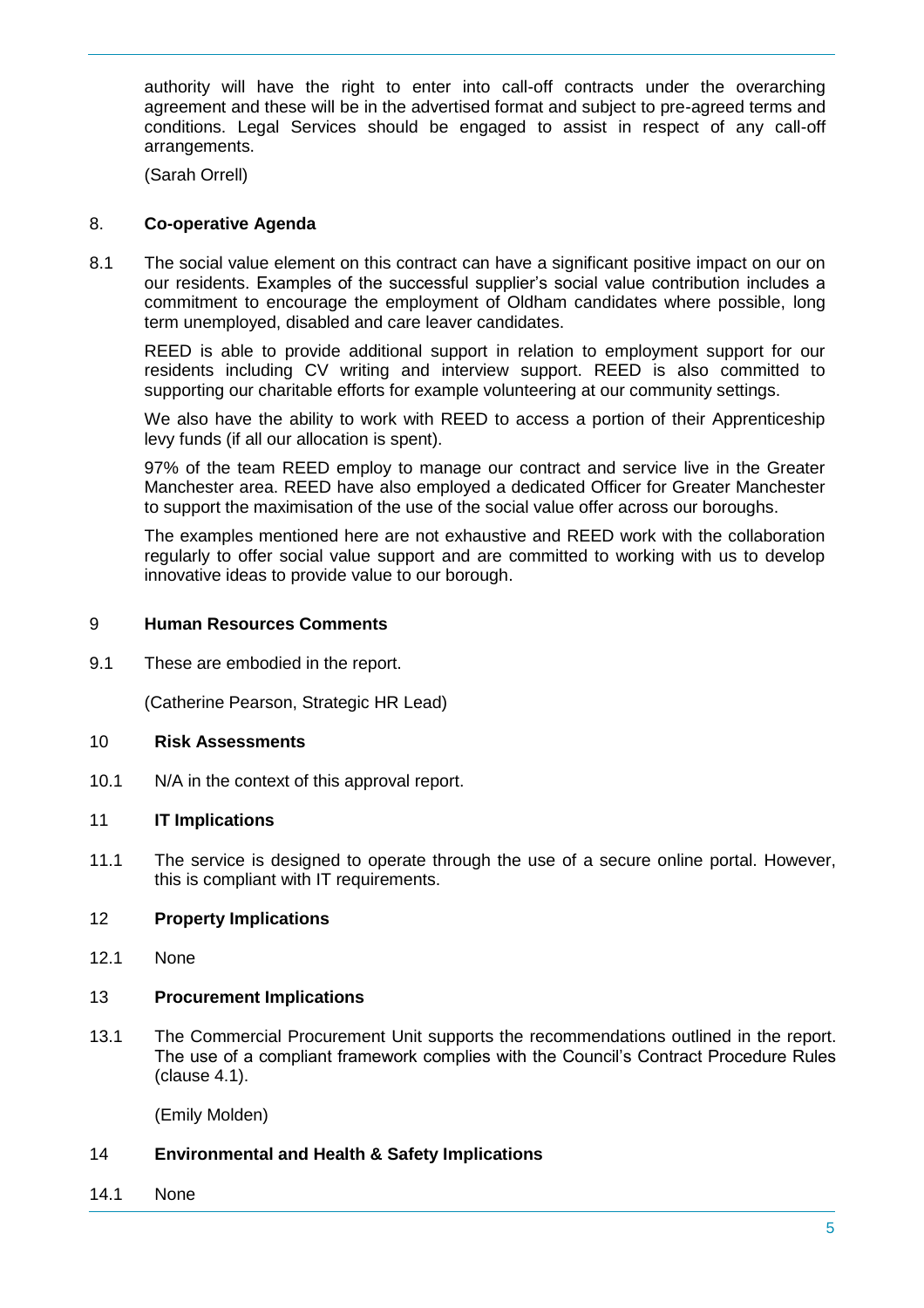authority will have the right to enter into call-off contracts under the overarching agreement and these will be in the advertised format and subject to pre-agreed terms and conditions. Legal Services should be engaged to assist in respect of any call-off arrangements.

(Sarah Orrell)

## 8. Co-operative Agenda

8.1 The social value element on this contract can have a significant positive impact on our on our residents. Examples of the successful supplier's social value contribution includes a commitment to encourage the employment of Oldham candidates where possible, long term unemployed, disabled and care leaver candidates.

REED is able to provide additional support in relation to employment support for our residents including CV writing and interview support. REED is also committed to supporting our charitable efforts for example volunteering at our community settings.

We also have the ability to work with REED to access a portion of their Apprenticeship levy funds (if all our allocation is spent).

97% of the team REED employ to manage our contract and service live in the Greater Manchester area. REED have also employed a dedicated Officer for Greater Manchester to support the maximisation of the use of the social value offer across our boroughs.

The examples mentioned here are not exhaustive and REED work with the collaboration regularly to offer social value support and are committed to working with us to develop innovative ideas to provide value to our borough.

## 9 Human Resources Comments

9.1 These are embodied in the report.

(Catherine Pearson, Strategic HR Lead)

## 10 Risk Assessments

10.1 N/A in the context of this approval report.

## 11 IT Implications

11.1 The service is designed to operate through the use of a secure online portal. However, this is compliant with IT requirements.

## 12 Property Implications

12.1 None

## 13 Procurement Implications

13.1 The Commercial Procurement Unit supports the recommendations outlined in the report. The use of a compliant framework complies with the Council's Contract Procedure Rules (clause 4.1).

(Emily Molden)

## 14 Environmental and Health & Safety Implications

14.1 None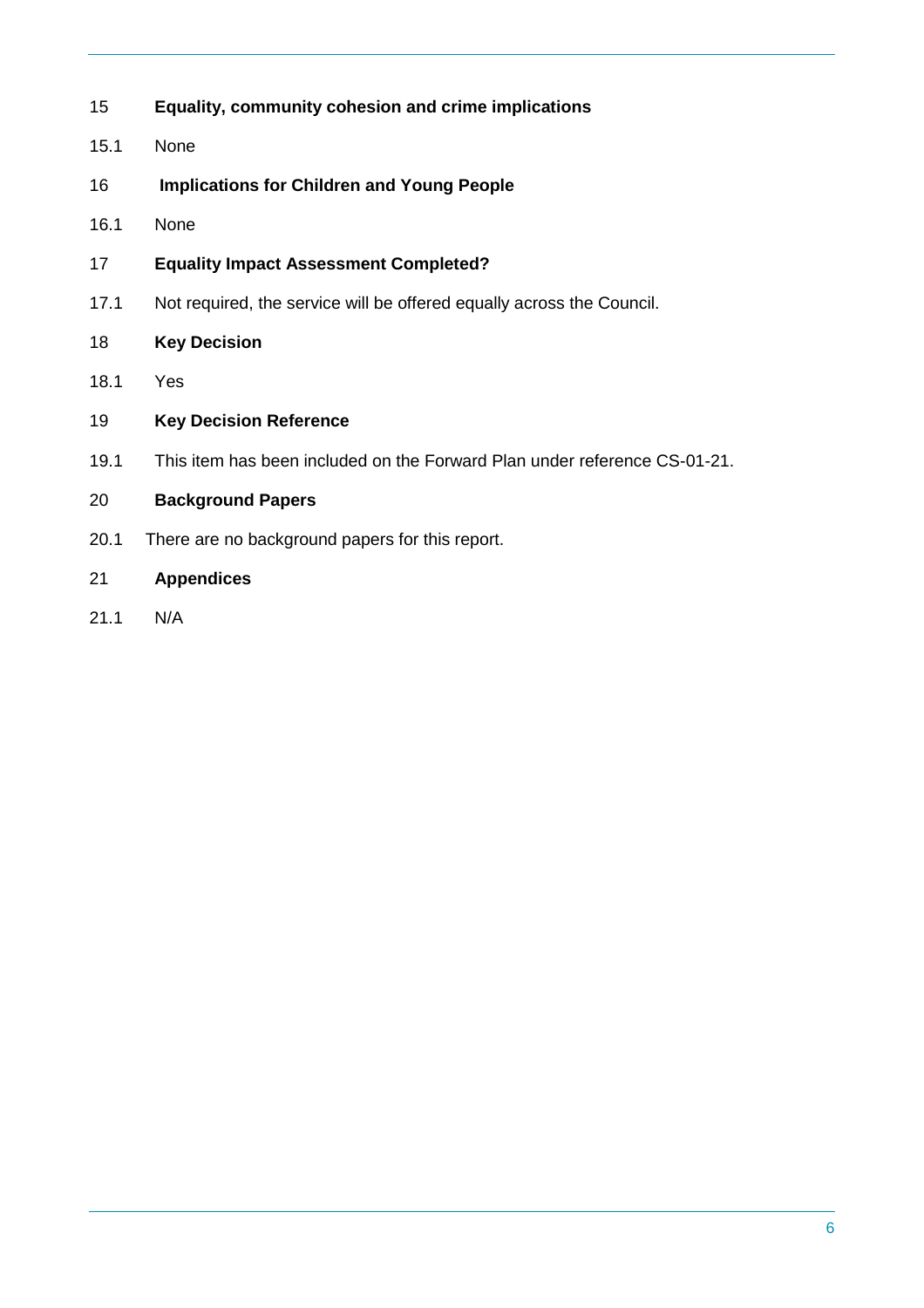## 15 Equality, community cohesion and crime implications

15.1 None

## 16 Implications for Children and Young People

16.1 None

## 17 Equality Impact Assessment Completed?

17.1 Not required, the service will be offered equally across the Council.

## 18 Key Decision

18.1 Yes

## 19 Key Decision Reference

19.1 This item has been included on the Forward Plan under reference CS-01-21.

## 20 Background Papers

20.1 There are no background papers for this report.

## 21 Appendices

21.1 N/A